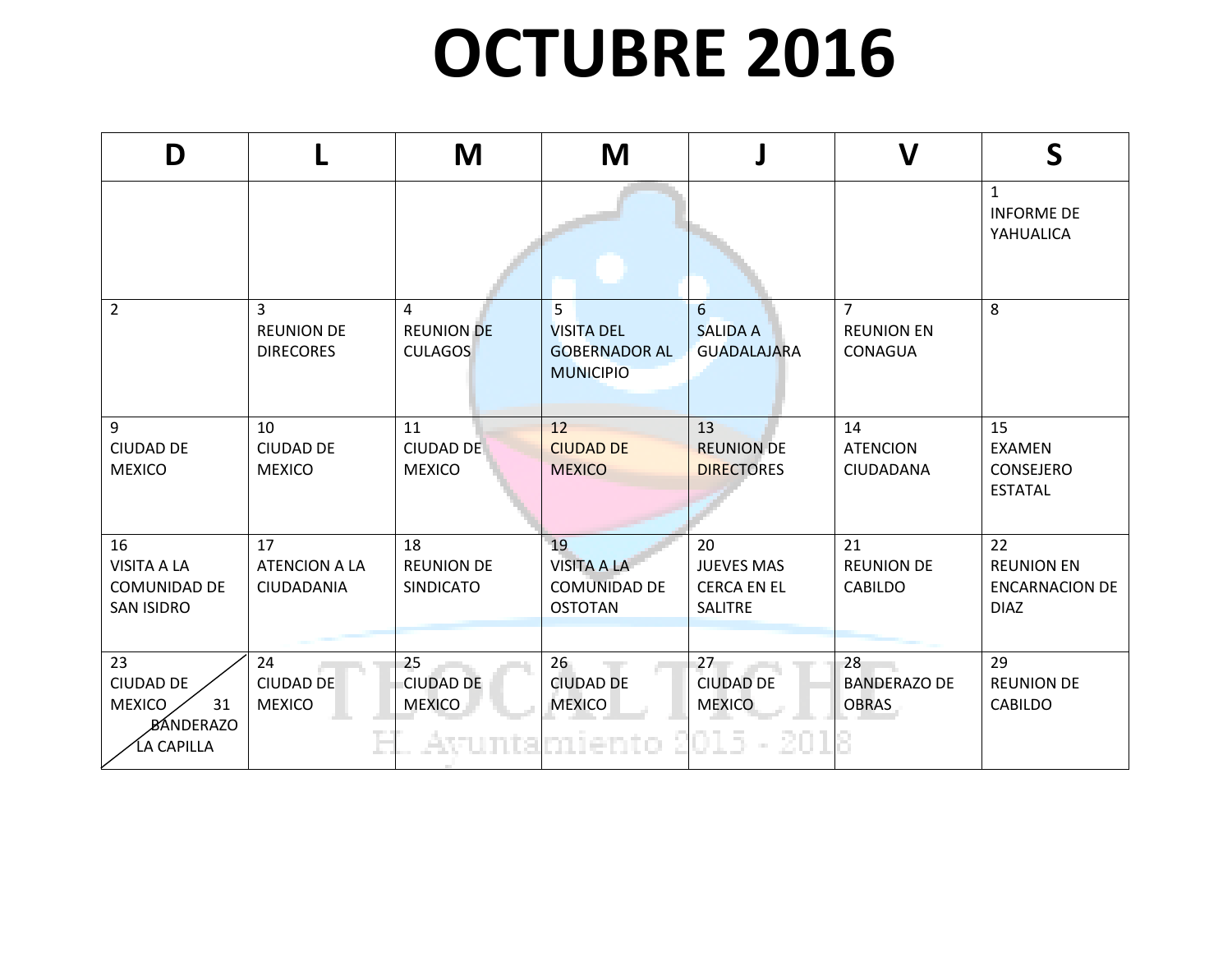# OCTUBRE 2016

| D | L | M | M | J | V | S |
|---|---|---|---|---|---|---|
| | | | | | | 1 INFORME DE YAHUALICA |
| 2 | 3 REUNION DE DIRECORES | 4 REUNION DE CULAGOS | 5 VISITA DEL GOBERNADOR AL MUNICIPIO | 6 SALIDA A GUADALAJARA | 7 REUNION EN CONAGUA | 8 |
| 9 CIUDAD DE MEXICO | 10 CIUDAD DE MEXICO | 11 CIUDAD DE MEXICO | 12 CIUDAD DE MEXICO | 13 REUNION DE DIRECTORES | 14 ATENCION CIUDADANA | 15 EXAMEN CONSEJERO ESTATAL |
| 16 VISITA A LA COMUNIDAD DE SAN ISIDRO | 17 ATENCION A LA CIUDADANIA | 18 REUNION DE SINDICATO | 19 VISITA A LA COMUNIDAD DE OSTOTAN | 20 JUEVES MAS CERCA EN EL SALITRE | 21 REUNION DE CABILDO | 22 REUNION EN ENCARNACION DE DIAZ |
| 23 CIUDAD DE MEXICO / 31 BANDERAZO LA CAPILLA | 24 CIUDAD DE MEXICO | 25 CIUDAD DE MEXICO | 26 CIUDAD DE MEXICO | 27 CIUDAD DE MEXICO | 28 BANDERAZO DE OBRAS | 29 REUNION DE CABILDO |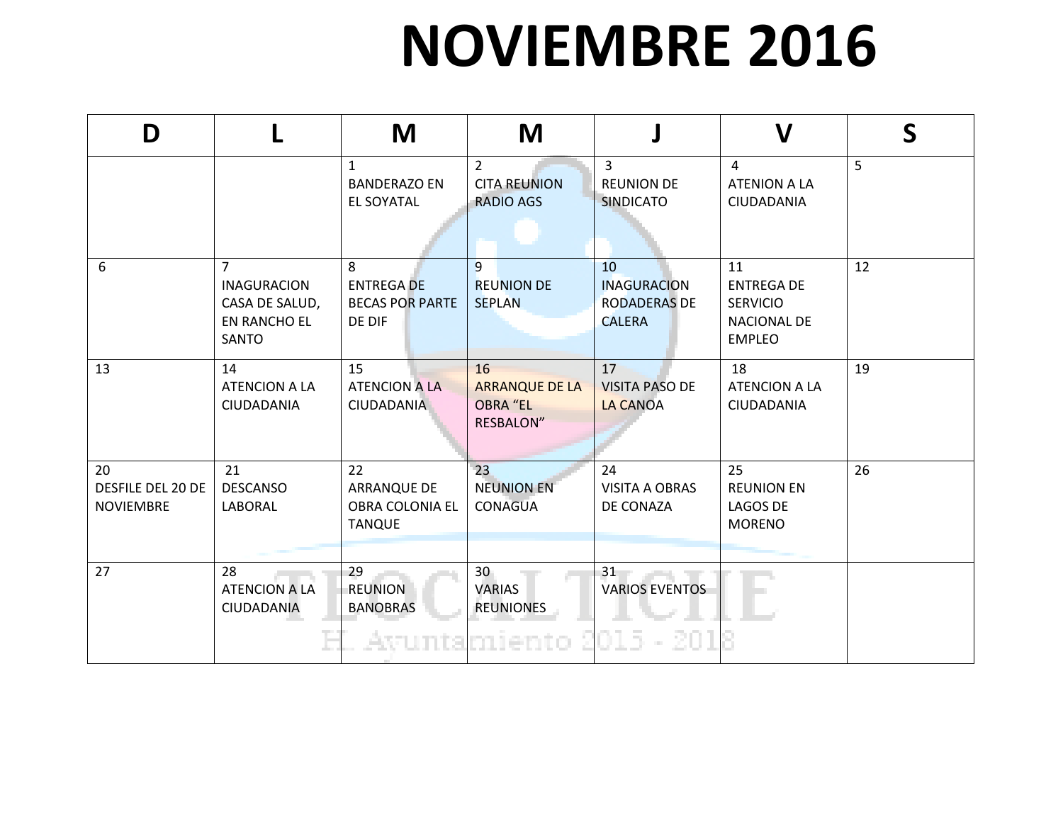# NOVIEMBRE 2016

| D | L | M | M | J | V | S |
|---|---|---|---|---|---|---|
| | | 1 BANDERAZO EN EL SOYATAL | 2 CITA REUNION RADIO AGS | 3 REUNION DE SINDICATO | 4 ATENION A LA CIUDADANIA | 5 |
| 6 | 7 INAGURACION CASA DE SALUD, EN RANCHO EL SANTO | 8 ENTREGA DE BECAS POR PARTE DE DIF | 9 REUNION DE SEPLAN | 10 INAGURACION RODADERAS DE CALERA | 11 ENTREGA DE SERVICIO NACIONAL DE EMPLEO | 12 |
| 13 | 14 ATENCION A LA CIUDADANIA | 15 ATENCION A LA CIUDADANIA | 16 ARRANQUE DE LA OBRA "EL RESBALON" | 17 VISITA PASO DE LA CANOA | 18 ATENCION A LA CIUDADANIA | 19 |
| 20 DESFILE DEL 20 DE NOVIEMBRE | 21 DESCANSO LABORAL | 22 ARRANQUE DE OBRA COLONIA EL TANQUE | 23 NEUNION EN CONAGUA | 24 VISITA A OBRAS DE CONAZA | 25 REUNION EN LAGOS DE MORENO | 26 |
| 27 | 28 ATENCION A LA CIUDADANIA | 29 REUNION BANOBRAS | 30 VARIAS REUNIONES | 31 VARIOS EVENTOS | | |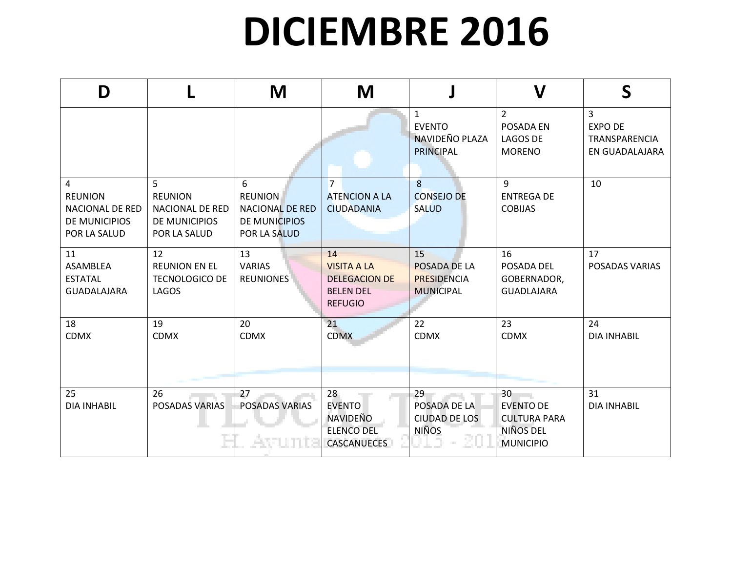# DICIEMBRE 2016

| D | L | M | M | J | V | S |
|---|---|---|---|---|---|---|
| | | | | 1 EVENTO NAVIDEÑO PLAZA PRINCIPAL | 2 POSADA EN LAGOS DE MORENO | 3 EXPO DE TRANSPARENCIA EN GUADALAJARA |
| 4 REUNION NACIONAL DE RED DE MUNICIPIOS POR LA SALUD | 5 REUNION NACIONAL DE RED DE MUNICIPIOS POR LA SALUD | 6 REUNION NACIONAL DE RED DE MUNICIPIOS POR LA SALUD | 7 ATENCION A LA CIUDADANIA | 8 CONSEJO DE SALUD | 9 ENTREGA DE COBIJAS | 10 |
| 11 ASAMBLEA ESTATAL GUADALAJARA | 12 REUNION EN EL TECNOLOGICO DE LAGOS | 13 VARIAS REUNIONES | 14 VISITA A LA DELEGACION DE BELEN DEL REFUGIO | 15 POSADA DE LA PRESIDENCIA MUNICIPAL | 16 POSADA DEL GOBERNADOR, GUADLAJARA | 17 POSADAS VARIAS |
| 18 CDMX | 19 CDMX | 20 CDMX | 21 CDMX | 22 CDMX | 23 CDMX | 24 DIA INHABIL |
| 25 DIA INHABIL | 26 POSADAS VARIAS | 27 POSADAS VARIAS | 28 EVENTO NAVIDEÑO ELENCO DEL CASCANUECES | 29 POSADA DE LA CIUDAD DE LOS NIÑOS | 30 EVENTO DE CULTURA PARA NIÑOS DEL MUNICIPIO | 31 DIA INHABIL |